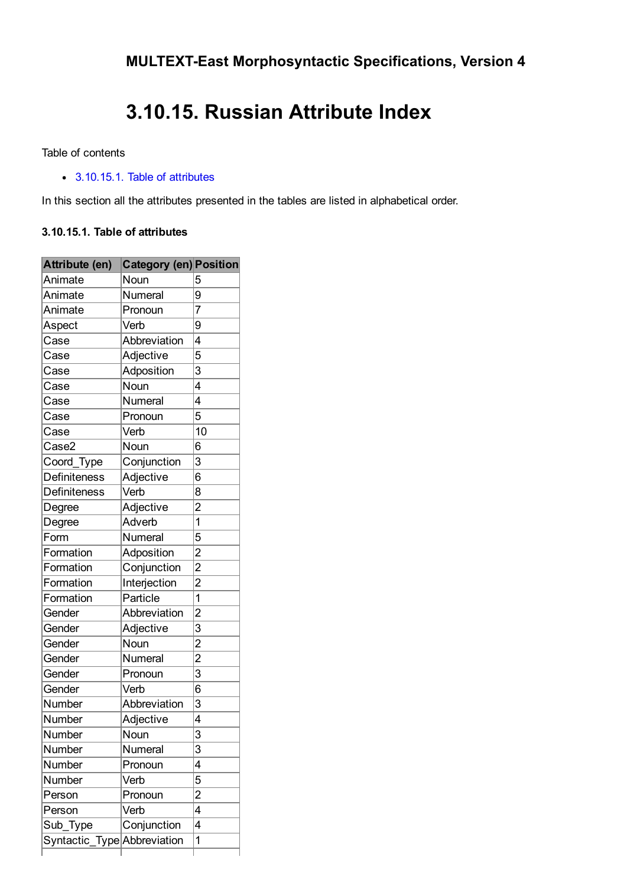**MULTEXT-East Morphosyntactic Specifications, Version 4**

# 3.10.15. Russian Attribute Index

Table of contents

- 3.10.15.1. Table of attributes

In this section all the attributes presented in the tables are listed in alphabetical order.

### 3.10.15.1. Table of attributes

| Attribute (en) | Category (en) | Position |
|---|---|---|
| Animate | Noun | 5 |
| Animate | Numeral | 9 |
| Animate | Pronoun | 7 |
| Aspect | Verb | 9 |
| Case | Abbreviation | 4 |
| Case | Adjective | 5 |
| Case | Adposition | 3 |
| Case | Noun | 4 |
| Case | Numeral | 4 |
| Case | Pronoun | 5 |
| Case | Verb | 10 |
| Case2 | Noun | 6 |
| Coord_Type | Conjunction | 3 |
| Definiteness | Adjective | 6 |
| Definiteness | Verb | 8 |
| Degree | Adjective | 2 |
| Degree | Adverb | 1 |
| Form | Numeral | 5 |
| Formation | Adposition | 2 |
| Formation | Conjunction | 2 |
| Formation | Interjection | 2 |
| Formation | Particle | 1 |
| Gender | Abbreviation | 2 |
| Gender | Adjective | 3 |
| Gender | Noun | 2 |
| Gender | Numeral | 2 |
| Gender | Pronoun | 3 |
| Gender | Verb | 6 |
| Number | Abbreviation | 3 |
| Number | Adjective | 4 |
| Number | Noun | 3 |
| Number | Numeral | 3 |
| Number | Pronoun | 4 |
| Number | Verb | 5 |
| Person | Pronoun | 2 |
| Person | Verb | 4 |
| Sub_Type | Conjunction | 4 |
| Syntactic_Type | Abbreviation | 1 |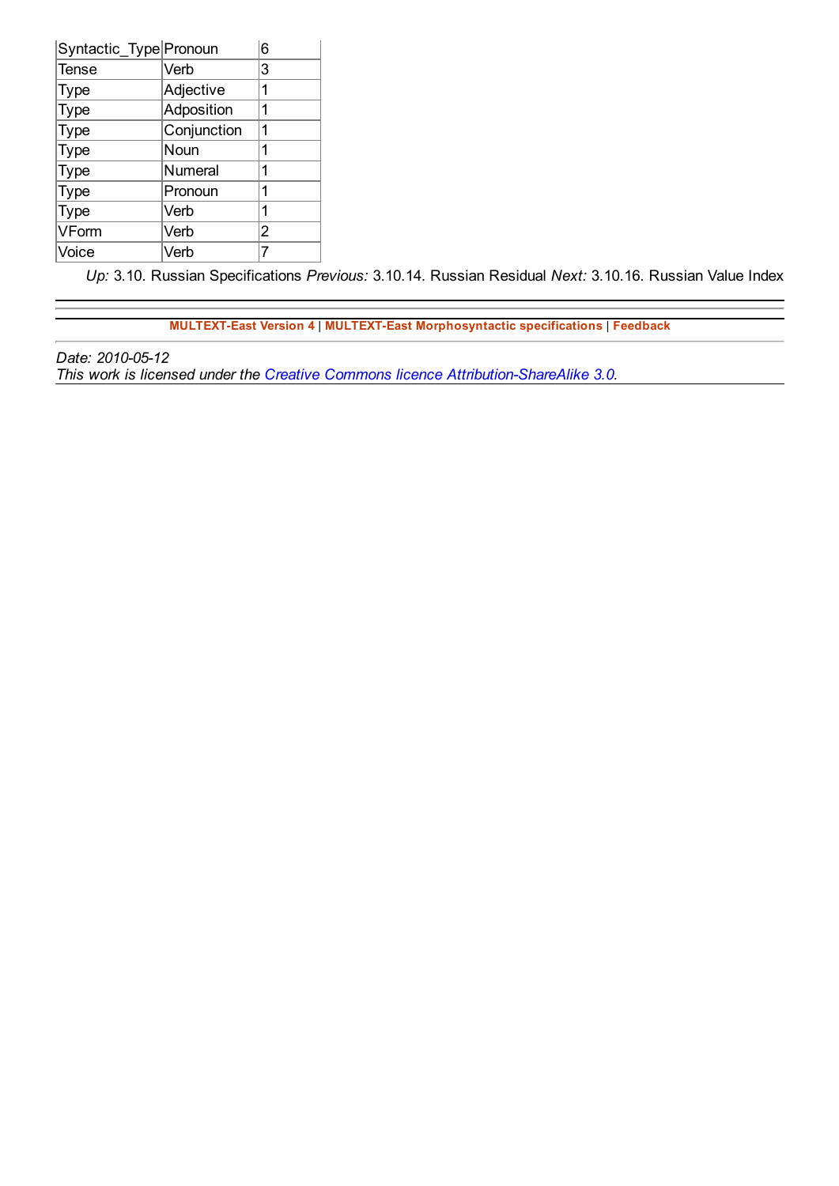| | | |
|---|---|---|
| Syntactic_Type | Pronoun | 6 |
| Tense | Verb | 3 |
| Type | Adjective | 1 |
| Type | Adposition | 1 |
| Type | Conjunction | 1 |
| Type | Noun | 1 |
| Type | Numeral | 1 |
| Type | Pronoun | 1 |
| Type | Verb | 1 |
| VForm | Verb | 2 |
| Voice | Verb | 7 |

*Up:* 3.10. Russian Specifications *Previous:* 3.10.14. Russian Residual *Next:* 3.10.16. Russian Value Index

---

**MULTEXT-East Version 4** | **MULTEXT-East Morphosyntactic specifications** | **Feedback**

---

*Date: 2010-05-12*
*This work is licensed under the Creative Commons licence Attribution-ShareAlike 3.0.*